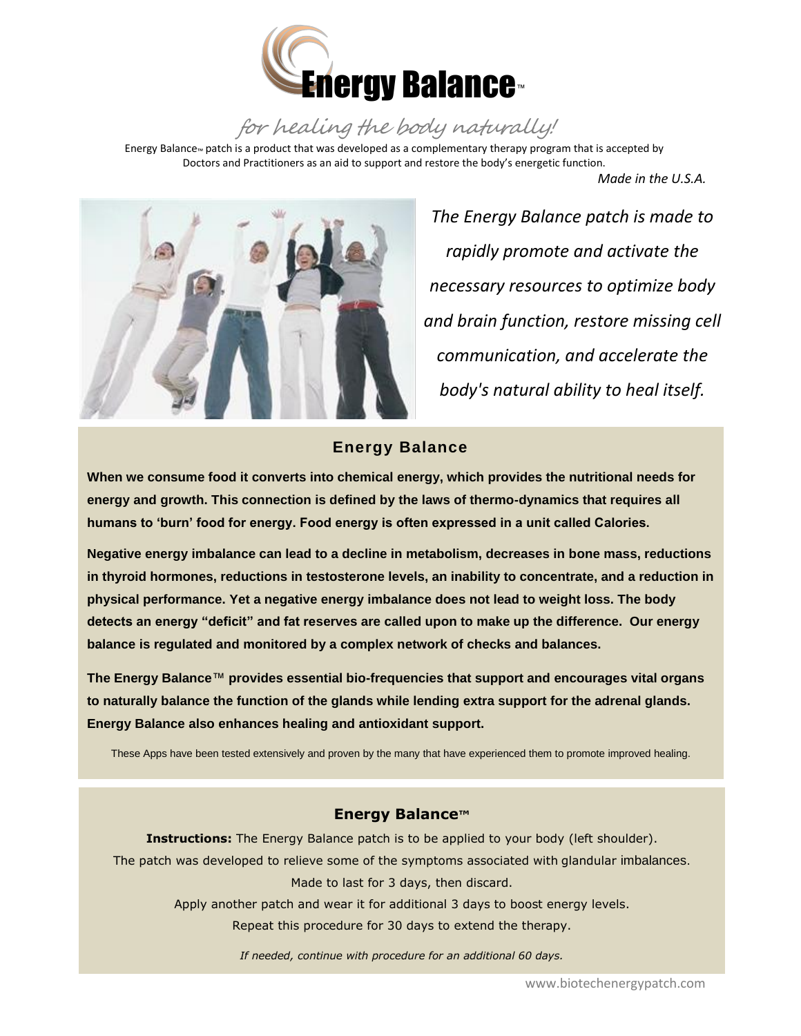# Energy Balance™

*for healing the body naturally!*

Energy Balance™ patch is a product that was developed as a complementary therapy program that is accepted by Doctors and Practitioners as an aid to support and restore the body's energetic function.

*Made in the U.S.A.*

*The Energy Balance patch is made to rapidly promote and activate the necessary resources to optimize body and brain function, restore missing cell communication, and accelerate the body's natural ability to heal itself.*

## Energy Balance

**When we consume food it converts into chemical energy, which provides the nutritional needs for energy and growth. This connection is defined by the laws of thermo-dynamics that requires all humans to 'burn' food for energy. Food energy is often expressed in a unit called Calories.**

**Negative energy imbalance can lead to a decline in metabolism, decreases in bone mass, reductions in thyroid hormones, reductions in testosterone levels, an inability to concentrate, and a reduction in physical performance. Yet a negative energy imbalance does not lead to weight loss. The body detects an energy "deficit" and fat reserves are called upon to make up the difference. Our energy balance is regulated and monitored by a complex network of checks and balances.**

**The Energy Balance™ provides essential bio-frequencies that support and encourages vital organs to naturally balance the function of the glands while lending extra support for the adrenal glands. Energy Balance also enhances healing and antioxidant support.**

These Apps have been tested extensively and proven by the many that have experienced them to promote improved healing.

## Energy Balance™

**Instructions:** The Energy Balance patch is to be applied to your body (left shoulder).

The patch was developed to relieve some of the symptoms associated with glandular imbalances.

Made to last for 3 days, then discard.

Apply another patch and wear it for additional 3 days to boost energy levels.

Repeat this procedure for 30 days to extend the therapy.

*If needed, continue with procedure for an additional 60 days.*

www.biotechenergypatch.com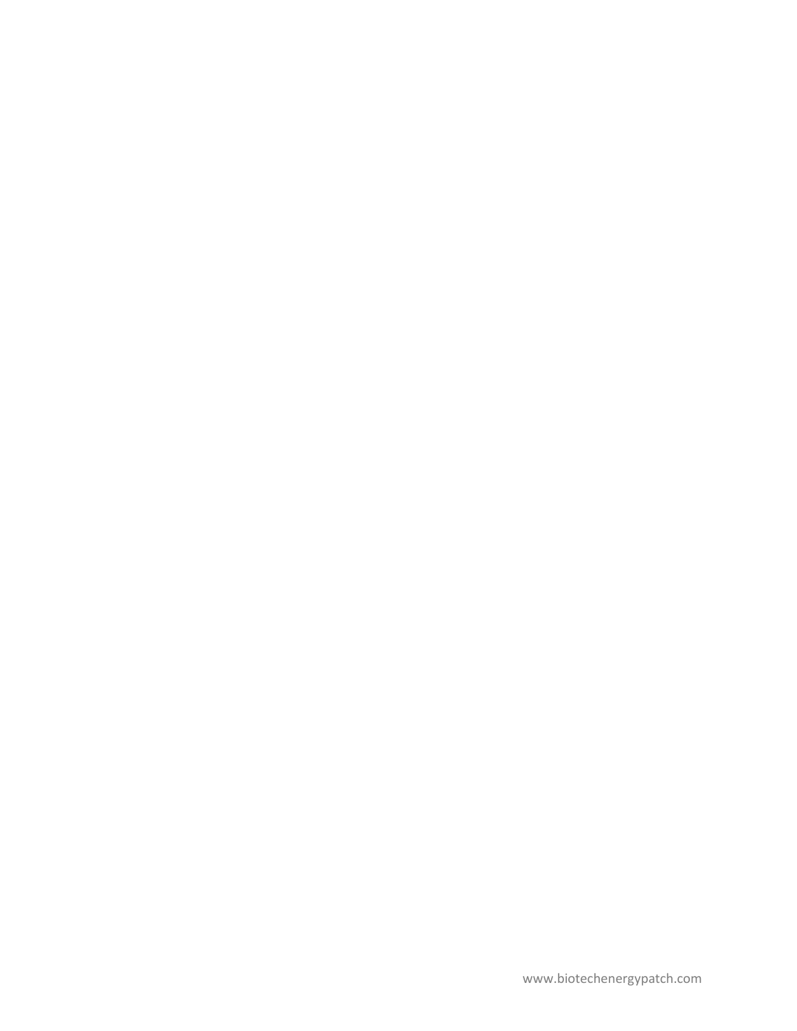www.biotechenergypatch.com